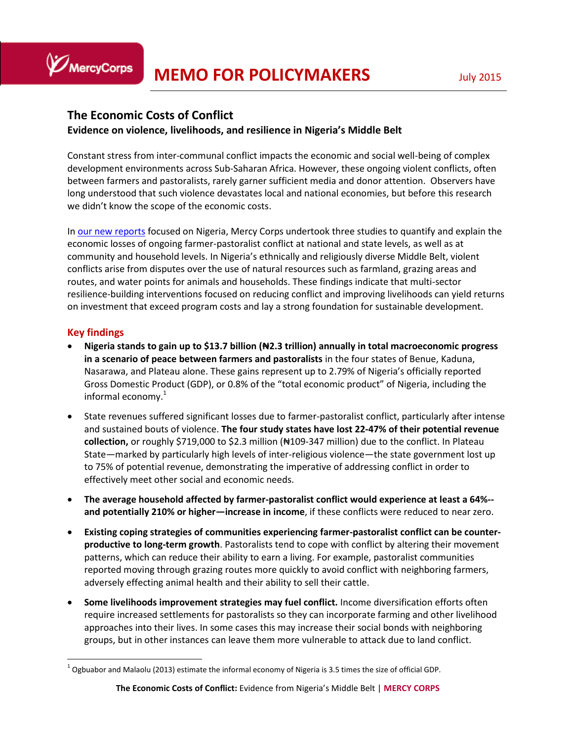MercyCorps

# MEMO FOR POLICYMAKERS

July 2015

## The Economic Costs of Conflict

### Evidence on violence, livelihoods, and resilience in Nigeria's Middle Belt

Constant stress from inter-communal conflict impacts the economic and social well-being of complex development environments across Sub-Saharan Africa. However, these ongoing violent conflicts, often between farmers and pastoralists, rarely garner sufficient media and donor attention. Observers have long understood that such violence devastates local and national economies, but before this research we didn't know the scope of the economic costs.

In our new reports focused on Nigeria, Mercy Corps undertook three studies to quantify and explain the economic losses of ongoing farmer-pastoralist conflict at national and state levels, as well as at community and household levels. In Nigeria's ethnically and religiously diverse Middle Belt, violent conflicts arise from disputes over the use of natural resources such as farmland, grazing areas and routes, and water points for animals and households. These findings indicate that multi-sector resilience-building interventions focused on reducing conflict and improving livelihoods can yield returns on investment that exceed program costs and lay a strong foundation for sustainable development.

## Key findings

- **Nigeria stands to gain up to $13.7 billion (₦2.3 trillion) annually in total macroeconomic progress in a scenario of peace between farmers and pastoralists** in the four states of Benue, Kaduna, Nasarawa, and Plateau alone. These gains represent up to 2.79% of Nigeria's officially reported Gross Domestic Product (GDP), or 0.8% of the "total economic product" of Nigeria, including the informal economy.[1]
- State revenues suffered significant losses due to farmer-pastoralist conflict, particularly after intense and sustained bouts of violence. **The four study states have lost 22-47% of their potential revenue collection,** or roughly $719,000 to $2.3 million (₦109-347 million) due to the conflict. In Plateau State—marked by particularly high levels of inter-religious violence—the state government lost up to 75% of potential revenue, demonstrating the imperative of addressing conflict in order to effectively meet other social and economic needs.
- **The average household affected by farmer-pastoralist conflict would experience at least a 64%--and potentially 210% or higher—increase in income**, if these conflicts were reduced to near zero.
- **Existing coping strategies of communities experiencing farmer-pastoralist conflict can be counter-productive to long-term growth**. Pastoralists tend to cope with conflict by altering their movement patterns, which can reduce their ability to earn a living. For example, pastoralist communities reported moving through grazing routes more quickly to avoid conflict with neighboring farmers, adversely effecting animal health and their ability to sell their cattle.
- **Some livelihoods improvement strategies may fuel conflict.** Income diversification efforts often require increased settlements for pastoralists so they can incorporate farming and other livelihood approaches into their lives. In some cases this may increase their social bonds with neighboring groups, but in other instances can leave them more vulnerable to attack due to land conflict.

[1] Ogbuabor and Malaolu (2013) estimate the informal economy of Nigeria is 3.5 times the size of official GDP.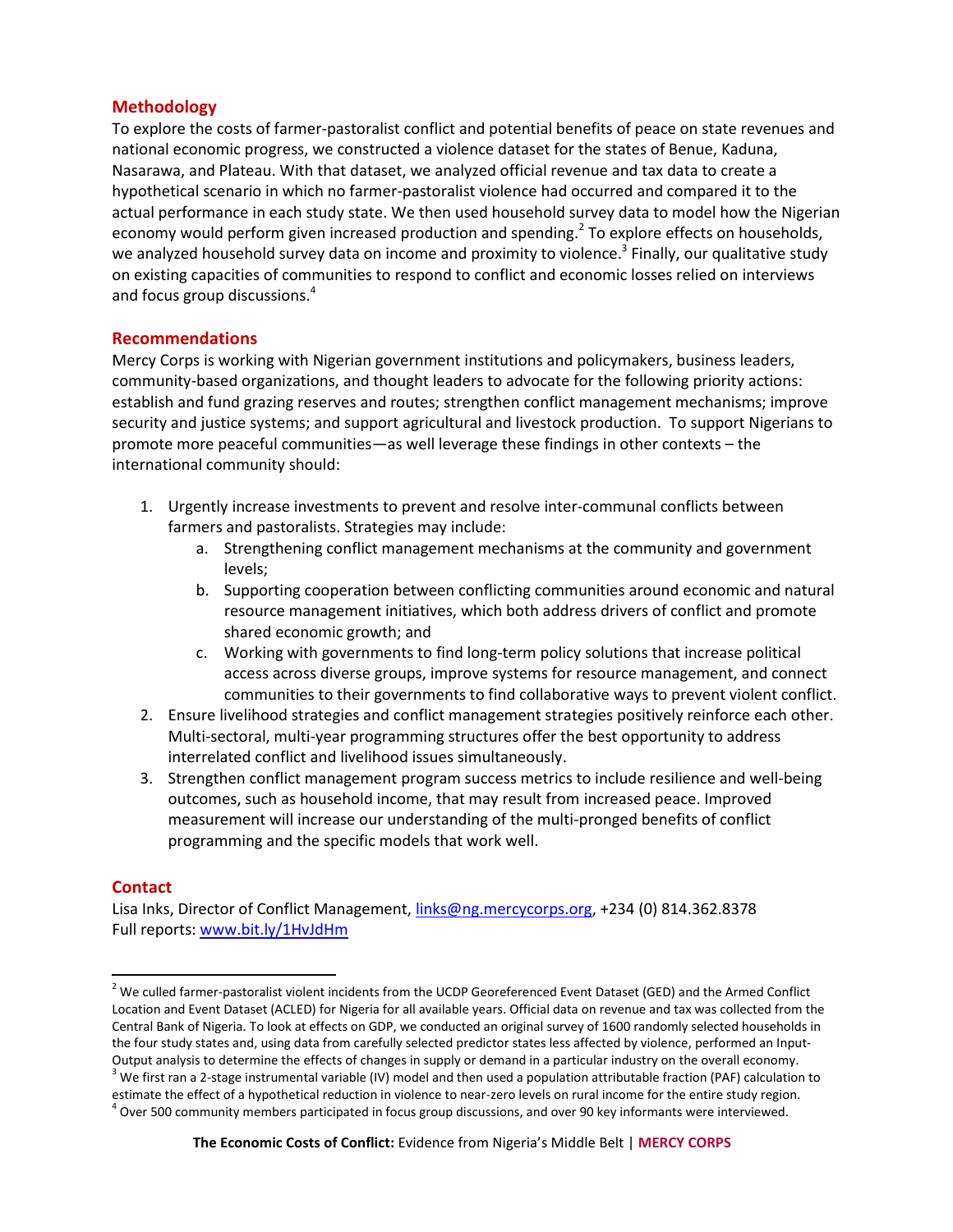## Methodology

To explore the costs of farmer-pastoralist conflict and potential benefits of peace on state revenues and national economic progress, we constructed a violence dataset for the states of Benue, Kaduna, Nasarawa, and Plateau. With that dataset, we analyzed official revenue and tax data to create a hypothetical scenario in which no farmer-pastoralist violence had occurred and compared it to the actual performance in each study state. We then used household survey data to model how the Nigerian economy would perform given increased production and spending.[2] To explore effects on households, we analyzed household survey data on income and proximity to violence.[3] Finally, our qualitative study on existing capacities of communities to respond to conflict and economic losses relied on interviews and focus group discussions.[4]

## Recommendations

Mercy Corps is working with Nigerian government institutions and policymakers, business leaders, community-based organizations, and thought leaders to advocate for the following priority actions: establish and fund grazing reserves and routes; strengthen conflict management mechanisms; improve security and justice systems; and support agricultural and livestock production. To support Nigerians to promote more peaceful communities—as well leverage these findings in other contexts – the international community should:

1. Urgently increase investments to prevent and resolve inter-communal conflicts between farmers and pastoralists. Strategies may include:
   a. Strengthening conflict management mechanisms at the community and government levels;
   b. Supporting cooperation between conflicting communities around economic and natural resource management initiatives, which both address drivers of conflict and promote shared economic growth; and
   c. Working with governments to find long-term policy solutions that increase political access across diverse groups, improve systems for resource management, and connect communities to their governments to find collaborative ways to prevent violent conflict.
2. Ensure livelihood strategies and conflict management strategies positively reinforce each other. Multi-sectoral, multi-year programming structures offer the best opportunity to address interrelated conflict and livelihood issues simultaneously.
3. Strengthen conflict management program success metrics to include resilience and well-being outcomes, such as household income, that may result from increased peace. Improved measurement will increase our understanding of the multi-pronged benefits of conflict programming and the specific models that work well.

## Contact

Lisa Inks, Director of Conflict Management, links@ng.mercycorps.org, +234 (0) 814.362.8378
Full reports: www.bit.ly/1HvJdHm

---

[2] We culled farmer-pastoralist violent incidents from the UCDP Georeferenced Event Dataset (GED) and the Armed Conflict Location and Event Dataset (ACLED) for Nigeria for all available years. Official data on revenue and tax was collected from the Central Bank of Nigeria. To look at effects on GDP, we conducted an original survey of 1600 randomly selected households in the four study states and, using data from carefully selected predictor states less affected by violence, performed an Input-Output analysis to determine the effects of changes in supply or demand in a particular industry on the overall economy.

[3] We first ran a 2-stage instrumental variable (IV) model and then used a population attributable fraction (PAF) calculation to estimate the effect of a hypothetical reduction in violence to near-zero levels on rural income for the entire study region.

[4] Over 500 community members participated in focus group discussions, and over 90 key informants were interviewed.